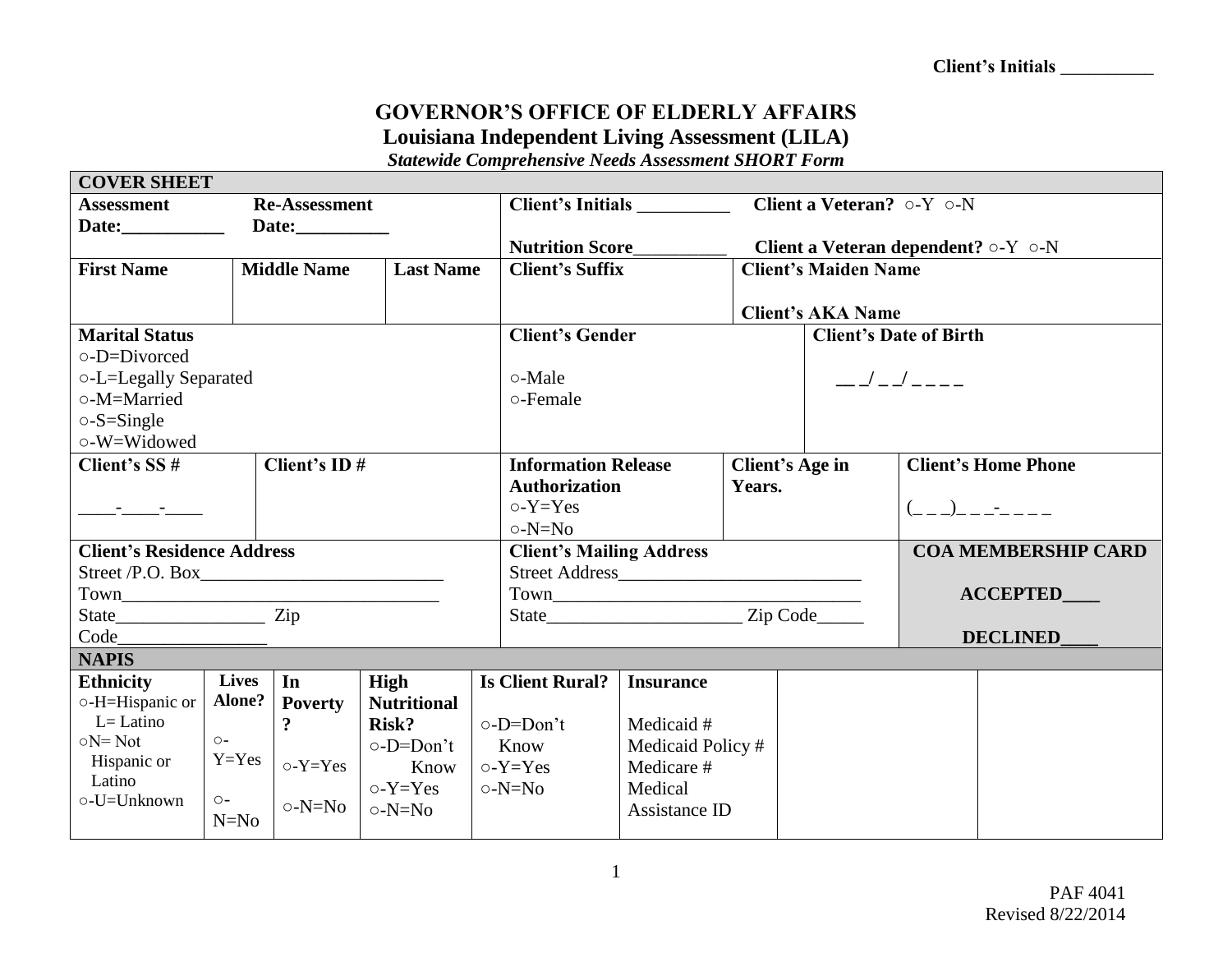**Client's Initials __________**

# GOVERNOR'S OFFICE OF ELDERLY AFFAIRS

## Louisiana Independent Living Assessment (LILA)

***Statewide Comprehensive Needs Assessment SHORT Form***

| **COVER SHEET** | | |
|---|---|---|
| **Assessment Date:___________** **Re-Assessment Date:__________** | **Client's Initials __________** **Nutrition Score__________** | **Client a Veteran?** ○-Y ○-N **Client a Veteran dependent?** ○-Y ○-N |

| **First Name** | **Middle Name** | **Last Name** | **Client's Suffix** | **Client's Maiden Name** **Client's AKA Name** |
|---|---|---|---|---|
| | | | | |

| **Marital Status** | **Client's Gender** | **Client's Date of Birth** |
|---|---|---|
| ○-D=Divorced ○-L=Legally Separated ○-M=Married ○-S=Single ○-W=Widowed | ○-Male ○-Female | __ _/ _ _/ _ _ _ _ |

| **Client's SS #** | **Client's ID #** | **Information Release Authorization** | **Client's Age in Years.** | **Client's Home Phone** |
|---|---|---|---|---|
| ____-____-____ | | ○-Y=Yes ○-N=No | | (_ _ _)_ _ _-_ _ _ _ |

| **Client's Residence Address** | **Client's Mailing Address** | **COA MEMBERSHIP CARD** |
|---|---|---|
| Street /P.O. Box__________________________ Town__________________________________ State________________ Zip Code________________ | Street Address___________________________ Town__________________________________ State_____________________ Zip Code_____ | **ACCEPTED____** **DECLINED____** |

| **NAPIS** | | | | | | | |
|---|---|---|---|---|---|---|---|
| **Ethnicity** | **Lives Alone?** | **In Poverty?** | **High Nutritional Risk?** | **Is Client Rural?** | **Insurance** | | |
| ○-H=Hispanic or L= Latino ○N= Not Hispanic or Latino ○-U=Unknown | ○-Y=Yes ○-N=No | ○-Y=Yes ○-N=No | ○-D=Don't Know ○-Y=Yes ○-N=No | ○-D=Don't Know ○-Y=Yes ○-N=No | Medicaid # Medicaid Policy # Medicare # Medical Assistance ID | | |

PAF 4041
Revised 8/22/2014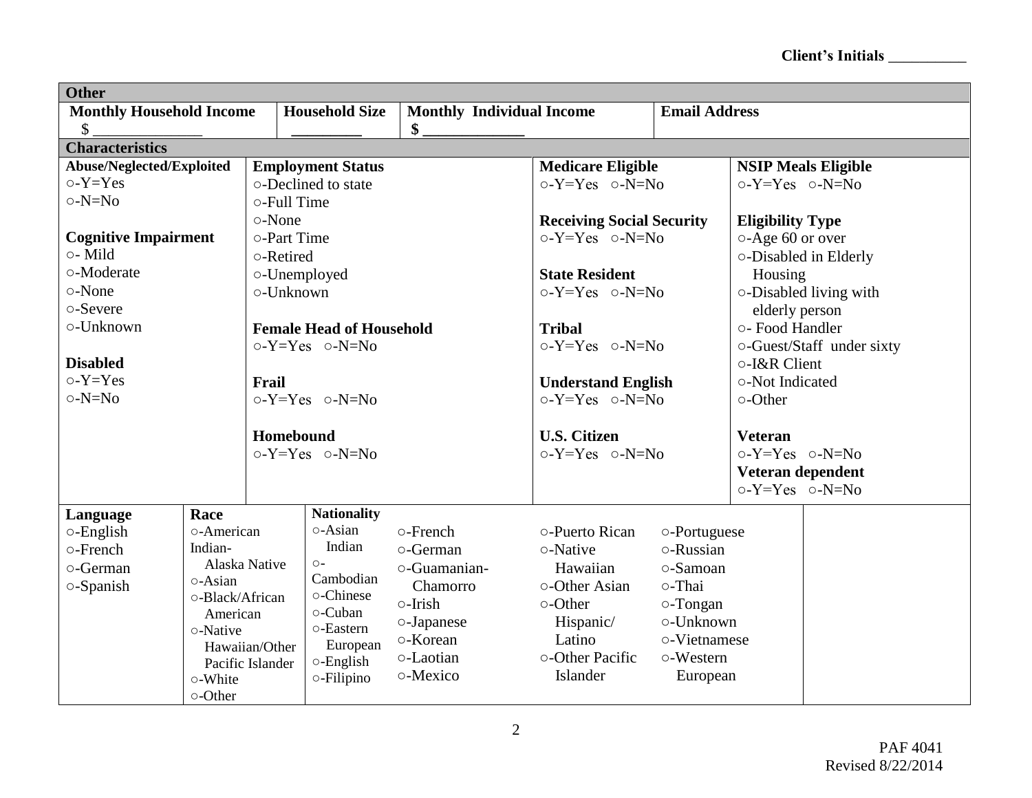**Client's Initials __________**

## Other

| Monthly Household Income | Household Size | Monthly Individual Income | Email Address |
|---|---|---|---|
| $ ______________ | _________ | $ _____________ | |

## Characteristics

**Abuse/Neglected/Exploited**
○-Y=Yes
○-N=No

**Cognitive Impairment**
○- Mild
○-Moderate
○-None
○-Severe
○-Unknown

**Disabled**
○-Y=Yes
○-N=No

**Employment Status**
○-Declined to state
○-Full Time
○-None
○-Part Time
○-Retired
○-Unemployed
○-Unknown

**Female Head of Household**
○-Y=Yes ○-N=No

**Frail**
○-Y=Yes ○-N=No

**Homebound**
○-Y=Yes ○-N=No

**Medicare Eligible**
○-Y=Yes ○-N=No

**Receiving Social Security**
○-Y=Yes ○-N=No

**State Resident**
○-Y=Yes ○-N=No

**Tribal**
○-Y=Yes ○-N=No

**Understand English**
○-Y=Yes ○-N=No

**U.S. Citizen**
○-Y=Yes ○-N=No

**NSIP Meals Eligible**
○-Y=Yes ○-N=No

**Eligibility Type**
○-Age 60 or over
○-Disabled in Elderly Housing
○-Disabled living with elderly person
○- Food Handler
○-Guest/Staff under sixty
○-I&R Client
○-Not Indicated
○-Other

**Veteran**
○-Y=Yes ○-N=No

**Veteran dependent**
○-Y=Yes ○-N=No

**Language**
○-English
○-French
○-German
○-Spanish

**Race**
○-American Indian-Alaska Native
○-Asian
○-Black/African American
○-Native Hawaiian/Other Pacific Islander
○-White
○-Other

**Nationality**
○-Asian Indian
○-Cambodian
○-Chinese
○-Cuban
○-Eastern European
○-English
○-Filipino
○-French
○-German
○-Guamanian-Chamorro
○-Irish
○-Japanese
○-Korean
○-Laotian
○-Mexico
○-Puerto Rican
○-Native Hawaiian
○-Other Asian
○-Other Hispanic/Latino
○-Other Pacific Islander
○-Portuguese
○-Russian
○-Samoan
○-Thai
○-Tongan
○-Unknown
○-Vietnamese
○-Western European

PAF 4041
Revised 8/22/2014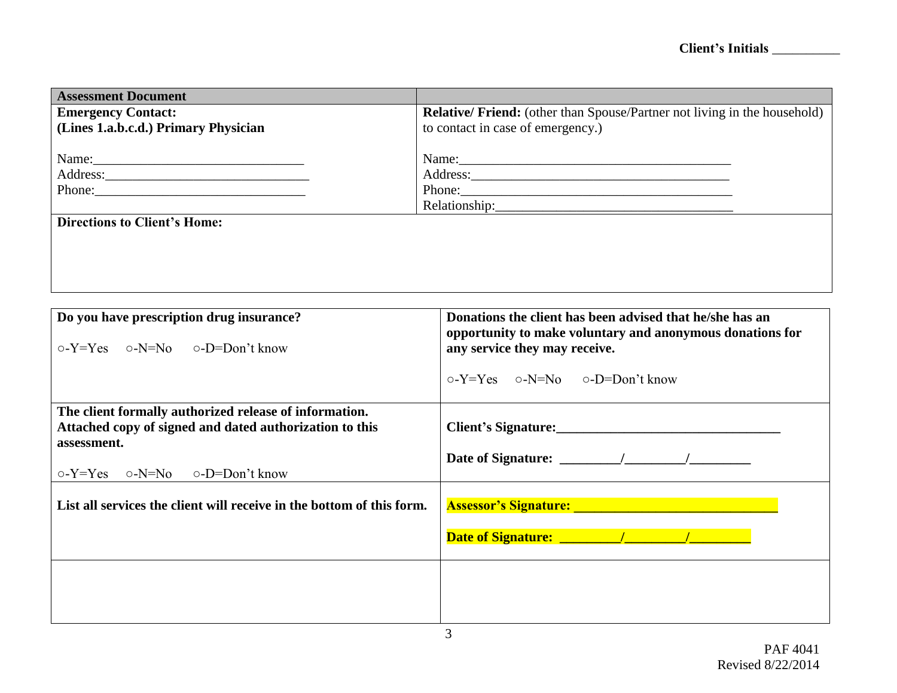**Client's Initials** __________

| **Assessment Document** | |
|---|---|
| **Emergency Contact:**<br>**(Lines 1.a.b.c.d.) Primary Physician**<br><br>Name:_______________________________<br>Address:______________________________<br>Phone:________________________________ | **Relative/ Friend:** (other than Spouse/Partner not living in the household) to contact in case of emergency.)<br><br>Name:________________________________________<br>Address:______________________________________<br>Phone:________________________________________<br>Relationship:__________________________________ |
| **Directions to Client's Home:** | |

| **Do you have prescription drug insurance?**<br><br>○-Y=Yes ○-N=No ○-D=Don't know | **Donations the client has been advised that he/she has an opportunity to make voluntary and anonymous donations for any service they may receive.**<br><br>○-Y=Yes ○-N=No ○-D=Don't know |
|---|---|
| **The client formally authorized release of information. Attached copy of signed and dated authorization to this assessment.**<br><br>○-Y=Yes ○-N=No ○-D=Don't know | **Client's Signature:________________________________**<br><br>**Date of Signature: ________/________/________** |
| **List all services the client will receive in the bottom of this form.** | **Assessor's Signature: ______________________________**<br><br>**Date of Signature: ________/________/________** |
| | |

PAF 4041
Revised 8/22/2014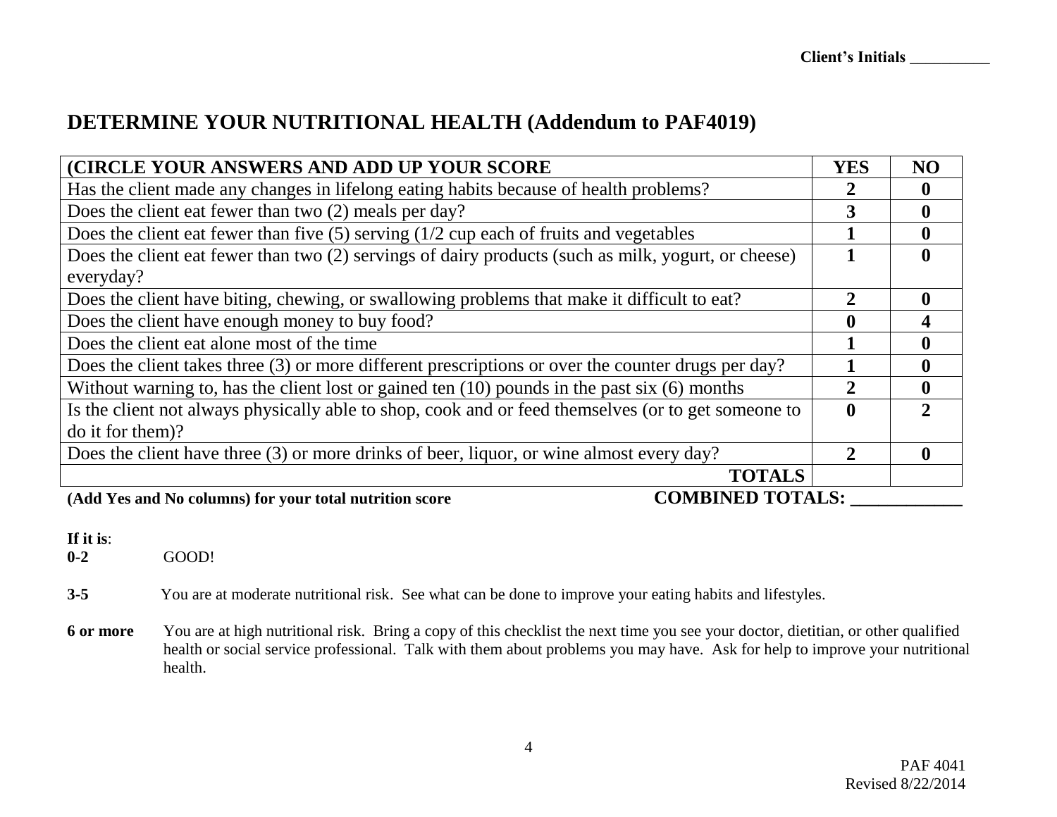Client's Initials __________

# DETERMINE YOUR NUTRITIONAL HEALTH (Addendum to PAF4019)

| (CIRCLE YOUR ANSWERS AND ADD UP YOUR SCORE | YES | NO |
|---|---|---|
| Has the client made any changes in lifelong eating habits because of health problems? | 2 | 0 |
| Does the client eat fewer than two (2) meals per day? | 3 | 0 |
| Does the client eat fewer than five (5) serving (1/2 cup each of fruits and vegetables | 1 | 0 |
| Does the client eat fewer than two (2) servings of dairy products (such as milk, yogurt, or cheese) everyday? | 1 | 0 |
| Does the client have biting, chewing, or swallowing problems that make it difficult to eat? | 2 | 0 |
| Does the client have enough money to buy food? | 0 | 4 |
| Does the client eat alone most of the time | 1 | 0 |
| Does the client takes three (3) or more different prescriptions or over the counter drugs per day? | 1 | 0 |
| Without warning to, has the client lost or gained ten (10) pounds in the past six (6) months | 2 | 0 |
| Is the client not always physically able to shop, cook and or feed themselves (or to get someone to do it for them)? | 0 | 2 |
| Does the client have three (3) or more drinks of beer, liquor, or wine almost every day? | 2 | 0 |
| **TOTALS** | | |

**(Add Yes and No columns) for your total nutrition score** **COMBINED TOTALS: ____________**

**If it is**:

**0-2** GOOD!

**3-5** You are at moderate nutritional risk. See what can be done to improve your eating habits and lifestyles.

**6 or more** You are at high nutritional risk. Bring a copy of this checklist the next time you see your doctor, dietitian, or other qualified health or social service professional. Talk with them about problems you may have. Ask for help to improve your nutritional health.

PAF 4041
Revised 8/22/2014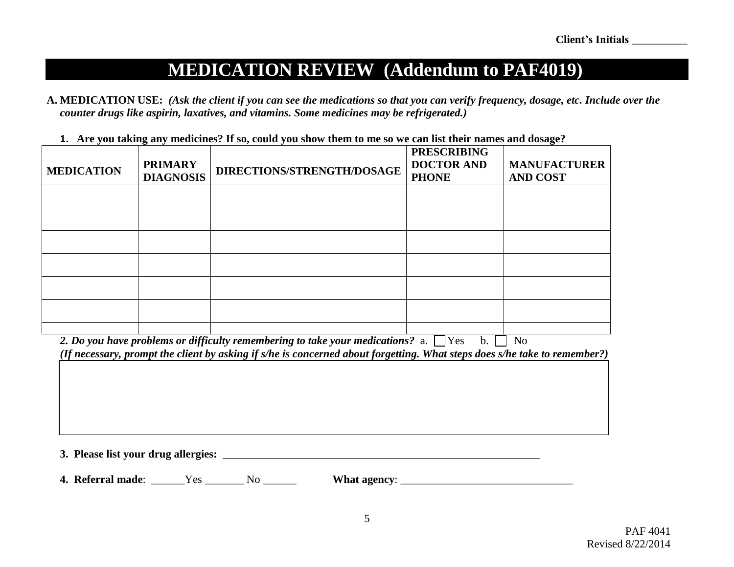Client's Initials __________

# MEDICATION REVIEW (Addendum to PAF4019)

**A. MEDICATION USE:** ***(Ask the client if you can see the medications so that you can verify frequency, dosage, etc. Include over the counter drugs like aspirin, laxatives, and vitamins. Some medicines may be refrigerated.)***

**1. Are you taking any medicines? If so, could you show them to me so we can list their names and dosage?**

| MEDICATION | PRIMARY DIAGNOSIS | DIRECTIONS/STRENGTH/DOSAGE | PRESCRIBING DOCTOR AND PHONE | MANUFACTURER AND COST |
|---|---|---|---|---|
| | | | | |
| | | | | |
| | | | | |
| | | | | |
| | | | | |
| | | | | |
| | | | | |

***2. Do you have problems or difficulty remembering to take your medications?*** a. ☐ Yes b. ☐ No

***(If necessary, prompt the client by asking if s/he is concerned about forgetting. What steps does s/he take to remember?)***

**3. Please list your drug allergies:** ______________________________________________________________

**4. Referral made**: ______Yes _______ No ______ **What agency**: ________________________________

PAF 4041
Revised 8/22/2014